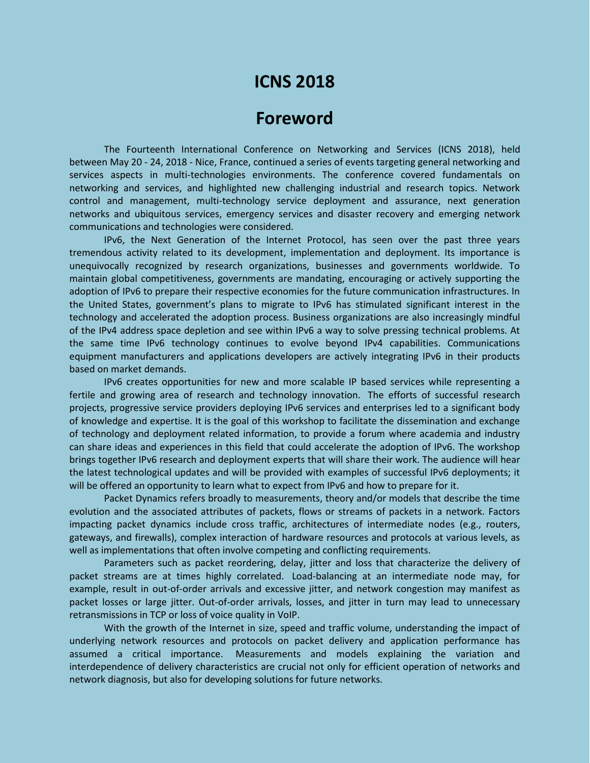# ICNS 2018

## Foreword

The Fourteenth International Conference on Networking and Services (ICNS 2018), held between May 20 - 24, 2018 - Nice, France, continued a series of events targeting general networking and services aspects in multi-technologies environments. The conference covered fundamentals on networking and services, and highlighted new challenging industrial and research topics. Network control and management, multi-technology service deployment and assurance, next generation networks and ubiquitous services, emergency services and disaster recovery and emerging network communications and technologies were considered.

IPv6, the Next Generation of the Internet Protocol, has seen over the past three years tremendous activity related to its development, implementation and deployment. Its importance is unequivocally recognized by research organizations, businesses and governments worldwide. To maintain global competitiveness, governments are mandating, encouraging or actively supporting the adoption of IPv6 to prepare their respective economies for the future communication infrastructures. In the United States, government's plans to migrate to IPv6 has stimulated significant interest in the technology and accelerated the adoption process. Business organizations are also increasingly mindful of the IPv4 address space depletion and see within IPv6 a way to solve pressing technical problems. At the same time IPv6 technology continues to evolve beyond IPv4 capabilities. Communications equipment manufacturers and applications developers are actively integrating IPv6 in their products based on market demands.

IPv6 creates opportunities for new and more scalable IP based services while representing a fertile and growing area of research and technology innovation. The efforts of successful research projects, progressive service providers deploying IPv6 services and enterprises led to a significant body of knowledge and expertise. It is the goal of this workshop to facilitate the dissemination and exchange of technology and deployment related information, to provide a forum where academia and industry can share ideas and experiences in this field that could accelerate the adoption of IPv6. The workshop brings together IPv6 research and deployment experts that will share their work. The audience will hear the latest technological updates and will be provided with examples of successful IPv6 deployments; it will be offered an opportunity to learn what to expect from IPv6 and how to prepare for it.

Packet Dynamics refers broadly to measurements, theory and/or models that describe the time evolution and the associated attributes of packets, flows or streams of packets in a network. Factors impacting packet dynamics include cross traffic, architectures of intermediate nodes (e.g., routers, gateways, and firewalls), complex interaction of hardware resources and protocols at various levels, as well as implementations that often involve competing and conflicting requirements.

Parameters such as packet reordering, delay, jitter and loss that characterize the delivery of packet streams are at times highly correlated. Load-balancing at an intermediate node may, for example, result in out-of-order arrivals and excessive jitter, and network congestion may manifest as packet losses or large jitter. Out-of-order arrivals, losses, and jitter in turn may lead to unnecessary retransmissions in TCP or loss of voice quality in VoIP.

With the growth of the Internet in size, speed and traffic volume, understanding the impact of underlying network resources and protocols on packet delivery and application performance has assumed a critical importance. Measurements and models explaining the variation and interdependence of delivery characteristics are crucial not only for efficient operation of networks and network diagnosis, but also for developing solutions for future networks.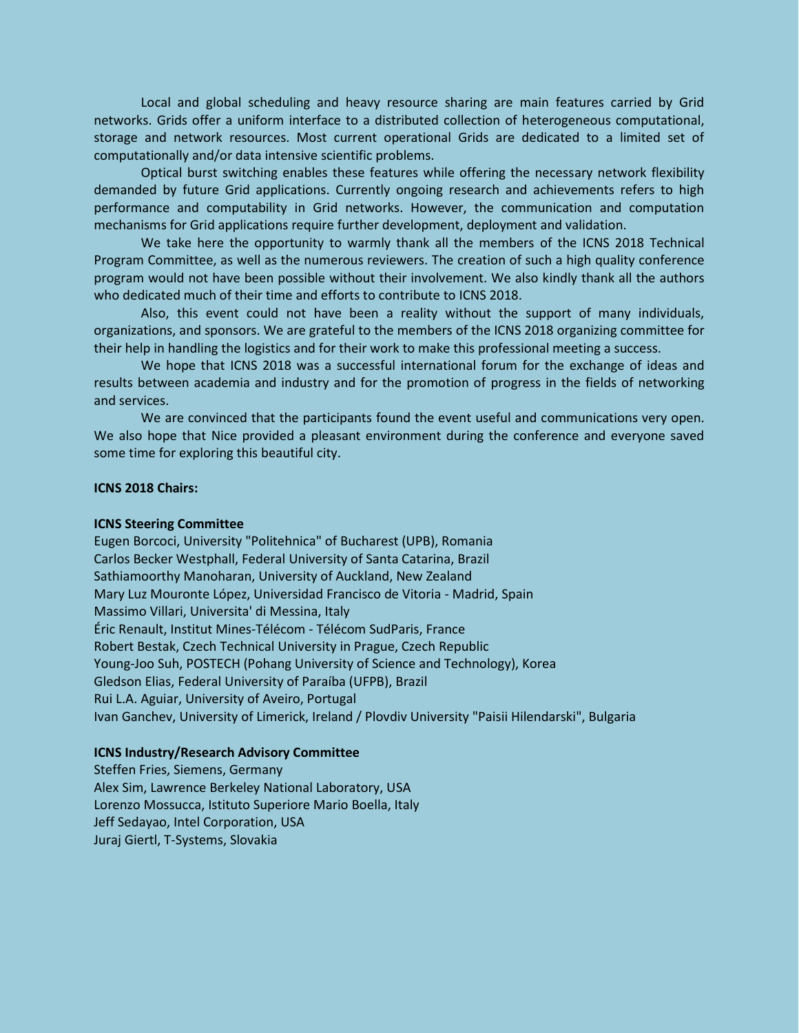Local and global scheduling and heavy resource sharing are main features carried by Grid networks. Grids offer a uniform interface to a distributed collection of heterogeneous computational, storage and network resources. Most current operational Grids are dedicated to a limited set of computationally and/or data intensive scientific problems.

Optical burst switching enables these features while offering the necessary network flexibility demanded by future Grid applications. Currently ongoing research and achievements refers to high performance and computability in Grid networks. However, the communication and computation mechanisms for Grid applications require further development, deployment and validation.

We take here the opportunity to warmly thank all the members of the ICNS 2018 Technical Program Committee, as well as the numerous reviewers. The creation of such a high quality conference program would not have been possible without their involvement. We also kindly thank all the authors who dedicated much of their time and efforts to contribute to ICNS 2018.

Also, this event could not have been a reality without the support of many individuals, organizations, and sponsors. We are grateful to the members of the ICNS 2018 organizing committee for their help in handling the logistics and for their work to make this professional meeting a success.

We hope that ICNS 2018 was a successful international forum for the exchange of ideas and results between academia and industry and for the promotion of progress in the fields of networking and services.

We are convinced that the participants found the event useful and communications very open. We also hope that Nice provided a pleasant environment during the conference and everyone saved some time for exploring this beautiful city.

**ICNS 2018 Chairs:**

**ICNS Steering Committee**

Eugen Borcoci, University "Politehnica" of Bucharest (UPB), Romania
Carlos Becker Westphall, Federal University of Santa Catarina, Brazil
Sathiamoorthy Manoharan, University of Auckland, New Zealand
Mary Luz Mouronte López, Universidad Francisco de Vitoria - Madrid, Spain
Massimo Villari, Universita' di Messina, Italy
Éric Renault, Institut Mines-Télécom - Télécom SudParis, France
Robert Bestak, Czech Technical University in Prague, Czech Republic
Young-Joo Suh, POSTECH (Pohang University of Science and Technology), Korea
Gledson Elias, Federal University of Paraíba (UFPB), Brazil
Rui L.A. Aguiar, University of Aveiro, Portugal
Ivan Ganchev, University of Limerick, Ireland / Plovdiv University "Paisii Hilendarski", Bulgaria

**ICNS Industry/Research Advisory Committee**

Steffen Fries, Siemens, Germany
Alex Sim, Lawrence Berkeley National Laboratory, USA
Lorenzo Mossucca, Istituto Superiore Mario Boella, Italy
Jeff Sedayao, Intel Corporation, USA
Juraj Giertl, T-Systems, Slovakia